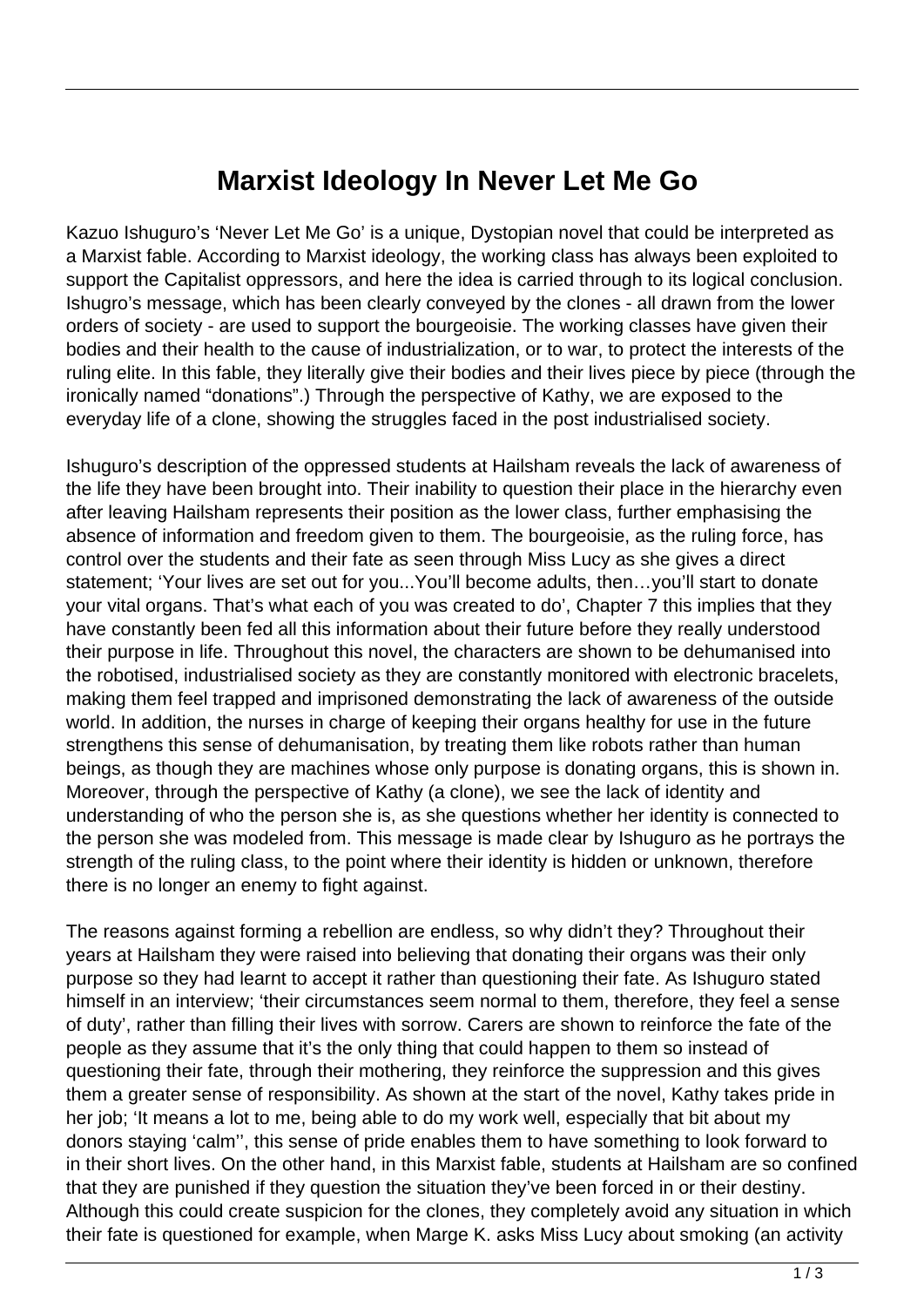# Marxist Ideology In Never Let Me Go

Kazuo Ishuguro's 'Never Let Me Go' is a unique, Dystopian novel that could be interpreted as a Marxist fable. According to Marxist ideology, the working class has always been exploited to support the Capitalist oppressors, and here the idea is carried through to its logical conclusion. Ishugro's message, which has been clearly conveyed by the clones - all drawn from the lower orders of society - are used to support the bourgeoisie. The working classes have given their bodies and their health to the cause of industrialization, or to war, to protect the interests of the ruling elite. In this fable, they literally give their bodies and their lives piece by piece (through the ironically named "donations".) Through the perspective of Kathy, we are exposed to the everyday life of a clone, showing the struggles faced in the post industrialised society.

Ishuguro's description of the oppressed students at Hailsham reveals the lack of awareness of the life they have been brought into. Their inability to question their place in the hierarchy even after leaving Hailsham represents their position as the lower class, further emphasising the absence of information and freedom given to them. The bourgeoisie, as the ruling force, has control over the students and their fate as seen through Miss Lucy as she gives a direct statement; 'Your lives are set out for you...You'll become adults, then…you'll start to donate your vital organs. That's what each of you was created to do', Chapter 7 this implies that they have constantly been fed all this information about their future before they really understood their purpose in life. Throughout this novel, the characters are shown to be dehumanised into the robotised, industrialised society as they are constantly monitored with electronic bracelets, making them feel trapped and imprisoned demonstrating the lack of awareness of the outside world. In addition, the nurses in charge of keeping their organs healthy for use in the future strengthens this sense of dehumanisation, by treating them like robots rather than human beings, as though they are machines whose only purpose is donating organs, this is shown in. Moreover, through the perspective of Kathy (a clone), we see the lack of identity and understanding of who the person she is, as she questions whether her identity is connected to the person she was modeled from. This message is made clear by Ishuguro as he portrays the strength of the ruling class, to the point where their identity is hidden or unknown, therefore there is no longer an enemy to fight against.

The reasons against forming a rebellion are endless, so why didn't they? Throughout their years at Hailsham they were raised into believing that donating their organs was their only purpose so they had learnt to accept it rather than questioning their fate. As Ishuguro stated himself in an interview; 'their circumstances seem normal to them, therefore, they feel a sense of duty', rather than filling their lives with sorrow. Carers are shown to reinforce the fate of the people as they assume that it's the only thing that could happen to them so instead of questioning their fate, through their mothering, they reinforce the suppression and this gives them a greater sense of responsibility. As shown at the start of the novel, Kathy takes pride in her job; 'It means a lot to me, being able to do my work well, especially that bit about my donors staying 'calm'', this sense of pride enables them to have something to look forward to in their short lives. On the other hand, in this Marxist fable, students at Hailsham are so confined that they are punished if they question the situation they've been forced in or their destiny. Although this could create suspicion for the clones, they completely avoid any situation in which their fate is questioned for example, when Marge K. asks Miss Lucy about smoking (an activity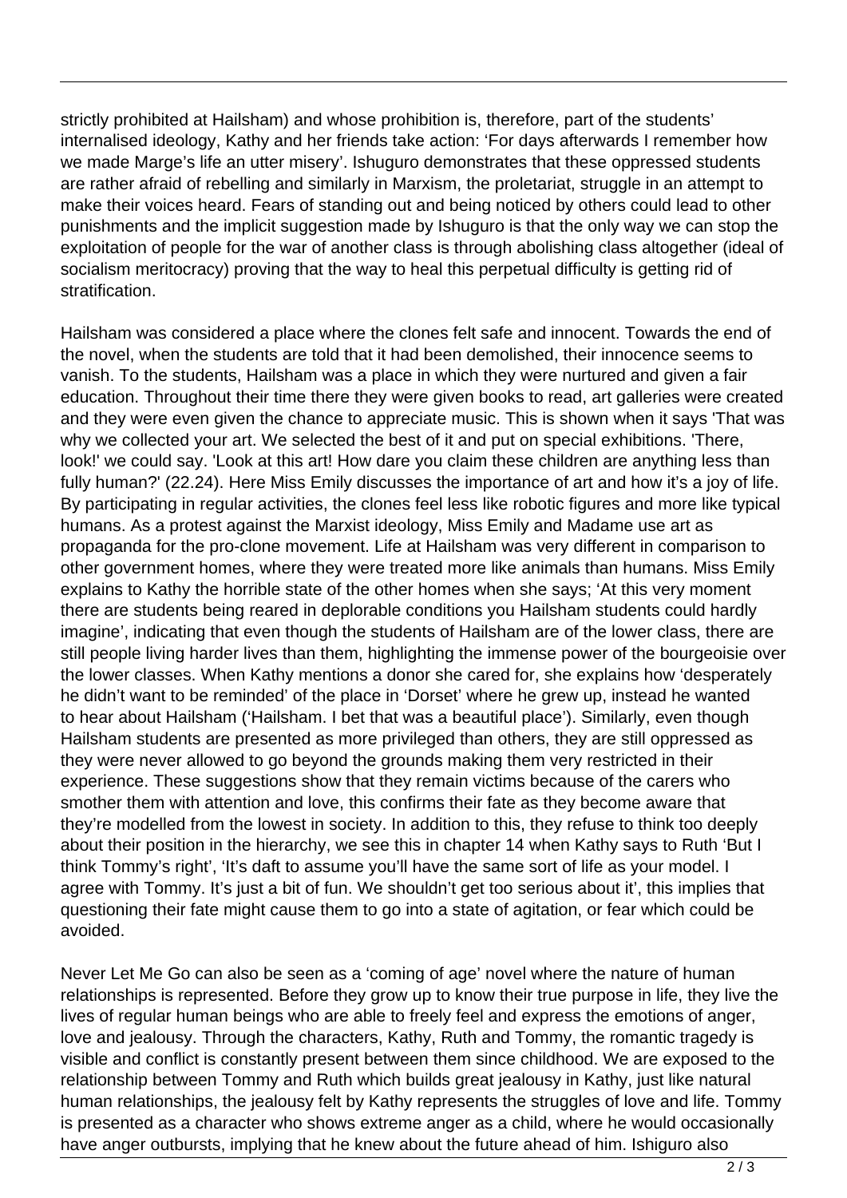strictly prohibited at Hailsham) and whose prohibition is, therefore, part of the students' internalised ideology, Kathy and her friends take action: 'For days afterwards I remember how we made Marge's life an utter misery'. Ishuguro demonstrates that these oppressed students are rather afraid of rebelling and similarly in Marxism, the proletariat, struggle in an attempt to make their voices heard. Fears of standing out and being noticed by others could lead to other punishments and the implicit suggestion made by Ishuguro is that the only way we can stop the exploitation of people for the war of another class is through abolishing class altogether (ideal of socialism meritocracy) proving that the way to heal this perpetual difficulty is getting rid of stratification.

Hailsham was considered a place where the clones felt safe and innocent. Towards the end of the novel, when the students are told that it had been demolished, their innocence seems to vanish. To the students, Hailsham was a place in which they were nurtured and given a fair education. Throughout their time there they were given books to read, art galleries were created and they were even given the chance to appreciate music. This is shown when it says 'That was why we collected your art. We selected the best of it and put on special exhibitions. 'There, look!' we could say. 'Look at this art! How dare you claim these children are anything less than fully human?' (22.24). Here Miss Emily discusses the importance of art and how it's a joy of life. By participating in regular activities, the clones feel less like robotic figures and more like typical humans. As a protest against the Marxist ideology, Miss Emily and Madame use art as propaganda for the pro-clone movement. Life at Hailsham was very different in comparison to other government homes, where they were treated more like animals than humans. Miss Emily explains to Kathy the horrible state of the other homes when she says; 'At this very moment there are students being reared in deplorable conditions you Hailsham students could hardly imagine', indicating that even though the students of Hailsham are of the lower class, there are still people living harder lives than them, highlighting the immense power of the bourgeoisie over the lower classes. When Kathy mentions a donor she cared for, she explains how 'desperately he didn't want to be reminded' of the place in 'Dorset' where he grew up, instead he wanted to hear about Hailsham ('Hailsham. I bet that was a beautiful place'). Similarly, even though Hailsham students are presented as more privileged than others, they are still oppressed as they were never allowed to go beyond the grounds making them very restricted in their experience. These suggestions show that they remain victims because of the carers who smother them with attention and love, this confirms their fate as they become aware that they're modelled from the lowest in society. In addition to this, they refuse to think too deeply about their position in the hierarchy, we see this in chapter 14 when Kathy says to Ruth 'But I think Tommy's right', 'It's daft to assume you'll have the same sort of life as your model. I agree with Tommy. It's just a bit of fun. We shouldn't get too serious about it', this implies that questioning their fate might cause them to go into a state of agitation, or fear which could be avoided.

Never Let Me Go can also be seen as a 'coming of age' novel where the nature of human relationships is represented. Before they grow up to know their true purpose in life, they live the lives of regular human beings who are able to freely feel and express the emotions of anger, love and jealousy. Through the characters, Kathy, Ruth and Tommy, the romantic tragedy is visible and conflict is constantly present between them since childhood. We are exposed to the relationship between Tommy and Ruth which builds great jealousy in Kathy, just like natural human relationships, the jealousy felt by Kathy represents the struggles of love and life. Tommy is presented as a character who shows extreme anger as a child, where he would occasionally have anger outbursts, implying that he knew about the future ahead of him. Ishiguro also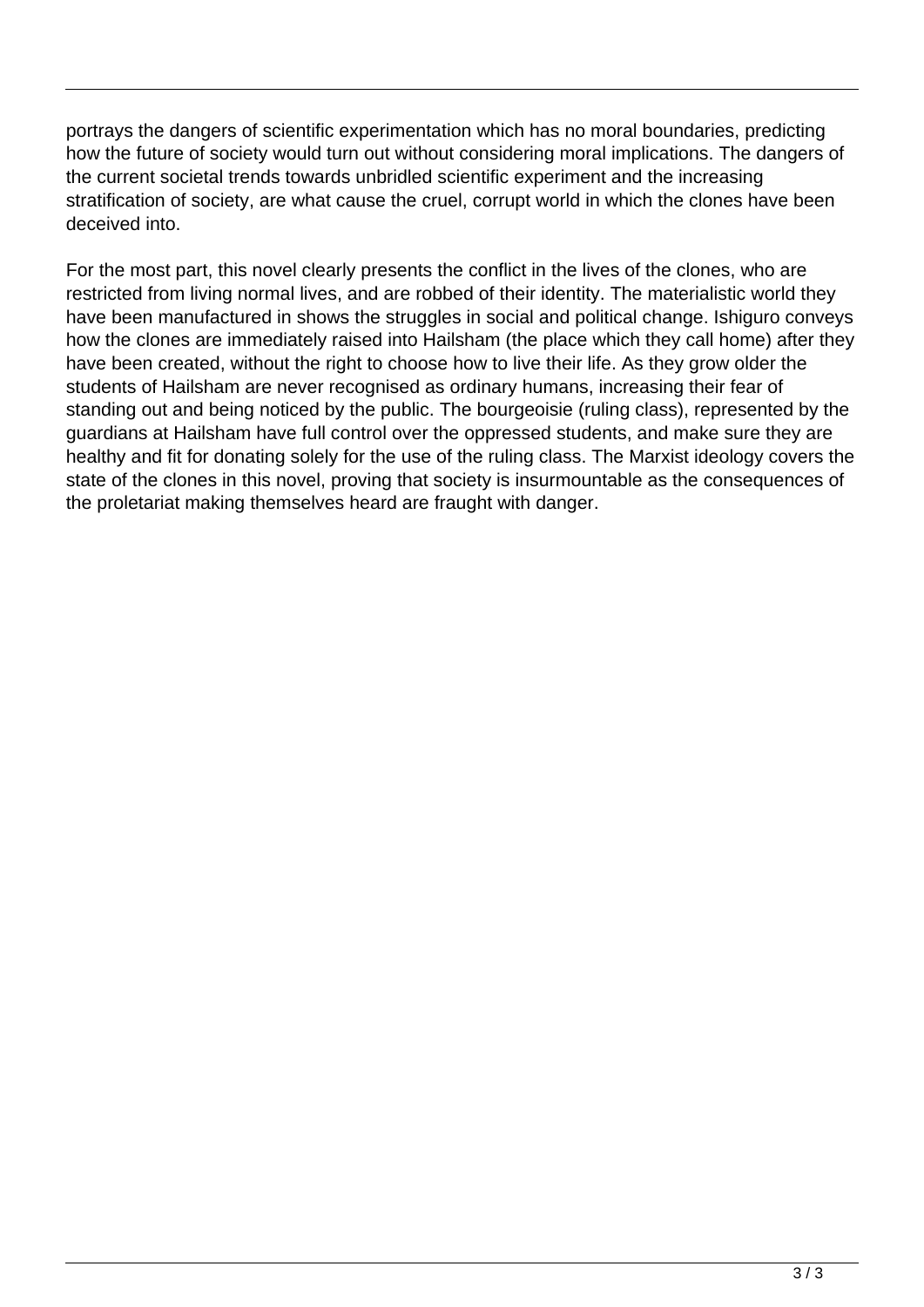portrays the dangers of scientific experimentation which has no moral boundaries, predicting how the future of society would turn out without considering moral implications. The dangers of the current societal trends towards unbridled scientific experiment and the increasing stratification of society, are what cause the cruel, corrupt world in which the clones have been deceived into.

For the most part, this novel clearly presents the conflict in the lives of the clones, who are restricted from living normal lives, and are robbed of their identity. The materialistic world they have been manufactured in shows the struggles in social and political change. Ishiguro conveys how the clones are immediately raised into Hailsham (the place which they call home) after they have been created, without the right to choose how to live their life. As they grow older the students of Hailsham are never recognised as ordinary humans, increasing their fear of standing out and being noticed by the public. The bourgeoisie (ruling class), represented by the guardians at Hailsham have full control over the oppressed students, and make sure they are healthy and fit for donating solely for the use of the ruling class. The Marxist ideology covers the state of the clones in this novel, proving that society is insurmountable as the consequences of the proletariat making themselves heard are fraught with danger.